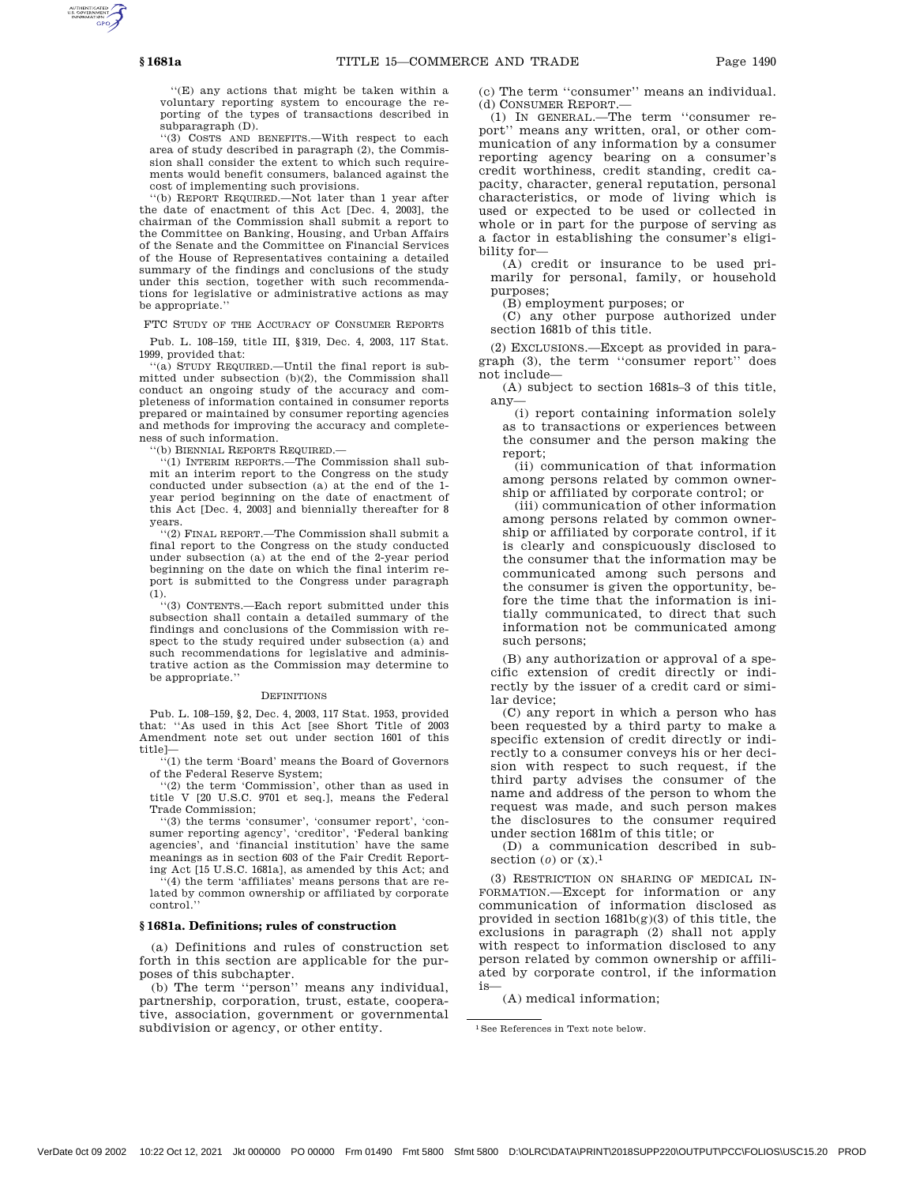"(E) any actions that might be taken within a voluntary reporting system to encourage the reporting of the types of transactions described in subparagraph (D).

"(3) COSTS AND BENEFITS.—With respect to each area of study described in paragraph (2), the Commission shall consider the extent to which such requirements would benefit consumers, balanced against the cost of implementing such provisions.

"(b) REPORT REQUIRED.—Not later than 1 year after the date of enactment of this Act [Dec. 4, 2003], the chairman of the Commission shall submit a report to the Committee on Banking, Housing, and Urban Affairs of the Senate and the Committee on Financial Services of the House of Representatives containing a detailed summary of the findings and conclusions of the study under this section, together with such recommendations for legislative or administrative actions as may be appropriate."

FTC STUDY OF THE ACCURACY OF CONSUMER REPORTS

Pub. L. 108–159, title III, §319, Dec. 4, 2003, 117 Stat. 1999, provided that:

"(a) STUDY REQUIRED.—Until the final report is submitted under subsection (b)(2), the Commission shall conduct an ongoing study of the accuracy and completeness of information contained in consumer reports prepared or maintained by consumer reporting agencies and methods for improving the accuracy and completeness of such information.

"(b) BIENNIAL REPORTS REQUIRED.—

"(1) INTERIM REPORTS.—The Commission shall submit an interim report to the Congress on the study conducted under subsection (a) at the end of the 1-year period beginning on the date of enactment of this Act [Dec. 4, 2003] and biennially thereafter for 8 years.

"(2) FINAL REPORT.—The Commission shall submit a final report to the Congress on the study conducted under subsection (a) at the end of the 2-year period beginning on the date on which the final interim report is submitted to the Congress under paragraph (1).

"(3) CONTENTS.—Each report submitted under this subsection shall contain a detailed summary of the findings and conclusions of the Commission with respect to the study required under subsection (a) and such recommendations for legislative and administrative action as the Commission may determine to be appropriate."

DEFINITIONS

Pub. L. 108–159, §2, Dec. 4, 2003, 117 Stat. 1953, provided that: "As used in this Act [see Short Title of 2003 Amendment note set out under section 1601 of this title]—

"(1) the term 'Board' means the Board of Governors of the Federal Reserve System;

"(2) the term 'Commission', other than as used in title V [20 U.S.C. 9701 et seq.], means the Federal Trade Commission;

"(3) the terms 'consumer', 'consumer report', 'consumer reporting agency', 'creditor', 'Federal banking agencies', and 'financial institution' have the same meanings as in section 603 of the Fair Credit Reporting Act [15 U.S.C. 1681a], as amended by this Act; and

"(4) the term 'affiliates' means persons that are related by common ownership or affiliated by corporate control."

## §1681a. Definitions; rules of construction

(a) Definitions and rules of construction set forth in this section are applicable for the purposes of this subchapter.

(b) The term "person" means any individual, partnership, corporation, trust, estate, cooperative, association, government or governmental subdivision or agency, or other entity.

(c) The term "consumer" means an individual.

(d) CONSUMER REPORT.—

(1) IN GENERAL.—The term "consumer report" means any written, oral, or other communication of any information by a consumer reporting agency bearing on a consumer's credit worthiness, credit standing, credit capacity, character, general reputation, personal characteristics, or mode of living which is used or expected to be used or collected in whole or in part for the purpose of serving as a factor in establishing the consumer's eligibility for—

(A) credit or insurance to be used primarily for personal, family, or household purposes;

(B) employment purposes; or

(C) any other purpose authorized under section 1681b of this title.

(2) EXCLUSIONS.—Except as provided in paragraph (3), the term "consumer report" does not include—

(A) subject to section 1681s–3 of this title, any—

(i) report containing information solely as to transactions or experiences between the consumer and the person making the report;

(ii) communication of that information among persons related by common ownership or affiliated by corporate control; or

(iii) communication of other information among persons related by common ownership or affiliated by corporate control, if it is clearly and conspicuously disclosed to the consumer that the information may be communicated among such persons and the consumer is given the opportunity, before the time that the information is initially communicated, to direct that such information not be communicated among such persons;

(B) any authorization or approval of a specific extension of credit directly or indirectly by the issuer of a credit card or similar device;

(C) any report in which a person who has been requested by a third party to make a specific extension of credit directly or indirectly to a consumer conveys his or her decision with respect to such request, if the third party advises the consumer of the name and address of the person to whom the request was made, and such person makes the disclosures to the consumer required under section 1681m of this title; or

(D) a communication described in subsection (*o*) or (x).[1]

(3) RESTRICTION ON SHARING OF MEDICAL INFORMATION.—Except for information or any communication of information disclosed as provided in section 1681b(g)(3) of this title, the exclusions in paragraph (2) shall not apply with respect to information disclosed to any person related by common ownership or affiliated by corporate control, if the information is—

(A) medical information;

[1] See References in Text note below.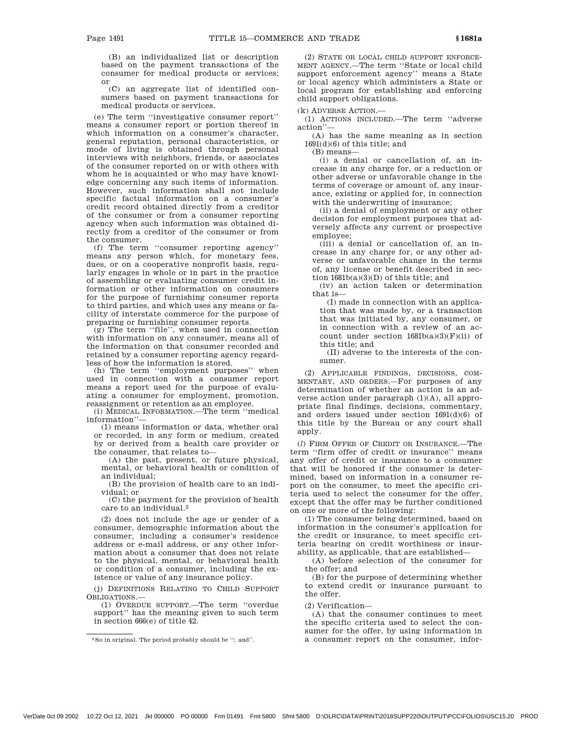(B) an individualized list or description based on the payment transactions of the consumer for medical products or services; or

(C) an aggregate list of identified consumers based on payment transactions for medical products or services.

(e) The term ''investigative consumer report'' means a consumer report or portion thereof in which information on a consumer's character, general reputation, personal characteristics, or mode of living is obtained through personal interviews with neighbors, friends, or associates of the consumer reported on or with others with whom he is acquainted or who may have knowledge concerning any such items of information. However, such information shall not include specific factual information on a consumer's credit record obtained directly from a creditor of the consumer or from a consumer reporting agency when such information was obtained directly from a creditor of the consumer or from the consumer.

(f) The term ''consumer reporting agency'' means any person which, for monetary fees, dues, or on a cooperative nonprofit basis, regularly engages in whole or in part in the practice of assembling or evaluating consumer credit information or other information on consumers for the purpose of furnishing consumer reports to third parties, and which uses any means or facility of interstate commerce for the purpose of preparing or furnishing consumer reports.

(g) The term ''file'', when used in connection with information on any consumer, means all of the information on that consumer recorded and retained by a consumer reporting agency regardless of how the information is stored.

(h) The term ''employment purposes'' when used in connection with a consumer report means a report used for the purpose of evaluating a consumer for employment, promotion, reassignment or retention as an employee.

(i) MEDICAL INFORMATION.—The term ''medical information''—

(1) means information or data, whether oral or recorded, in any form or medium, created by or derived from a health care provider or the consumer, that relates to—

(A) the past, present, or future physical, mental, or behavioral health or condition of an individual;

(B) the provision of health care to an individual; or

(C) the payment for the provision of health care to an individual.[2]

(2) does not include the age or gender of a consumer, demographic information about the consumer, including a consumer's residence address or e-mail address, or any other information about a consumer that does not relate to the physical, mental, or behavioral health or condition of a consumer, including the existence or value of any insurance policy.

(j) DEFINITIONS RELATING TO CHILD SUPPORT OBLIGATIONS.—

(1) OVERDUE SUPPORT.—The term ''overdue support'' has the meaning given to such term in section 666(e) of title 42.

(2) STATE OR LOCAL CHILD SUPPORT ENFORCEMENT AGENCY.—The term ''State or local child support enforcement agency'' means a State or local agency which administers a State or local program for establishing and enforcing child support obligations.

(k) ADVERSE ACTION.—

(1) ACTIONS INCLUDED.—The term ''adverse action''—

(A) has the same meaning as in section 1691(d)(6) of this title; and

(B) means—

(i) a denial or cancellation of, an increase in any charge for, or a reduction or other adverse or unfavorable change in the terms of coverage or amount of, any insurance, existing or applied for, in connection with the underwriting of insurance;

(ii) a denial of employment or any other decision for employment purposes that adversely affects any current or prospective employee;

(iii) a denial or cancellation of, an increase in any charge for, or any other adverse or unfavorable change in the terms of, any license or benefit described in section 1681b(a)(3)(D) of this title; and

(iv) an action taken or determination that is—

(I) made in connection with an application that was made by, or a transaction that was initiated by, any consumer, or in connection with a review of an account under section 1681b(a)(3)(F)(ii) of this title; and

(II) adverse to the interests of the consumer.

(2) APPLICABLE FINDINGS, DECISIONS, COMMENTARY, AND ORDERS.—For purposes of any determination of whether an action is an adverse action under paragraph (1)(A), all appropriate final findings, decisions, commentary, and orders issued under section 1691(d)(6) of this title by the Bureau or any court shall apply.

(*l*) FIRM OFFER OF CREDIT OR INSURANCE.—The term ''firm offer of credit or insurance'' means any offer of credit or insurance to a consumer that will be honored if the consumer is determined, based on information in a consumer report on the consumer, to meet the specific criteria used to select the consumer for the offer, except that the offer may be further conditioned on one or more of the following:

(1) The consumer being determined, based on information in the consumer's application for the credit or insurance, to meet specific criteria bearing on credit worthiness or insurability, as applicable, that are established—

(A) before selection of the consumer for the offer; and

(B) for the purpose of determining whether to extend credit or insurance pursuant to the offer.

(2) Verification—

(A) that the consumer continues to meet the specific criteria used to select the consumer for the offer, by using information in a consumer report on the consumer, infor-

[2] So in original. The period probably should be ''; and''.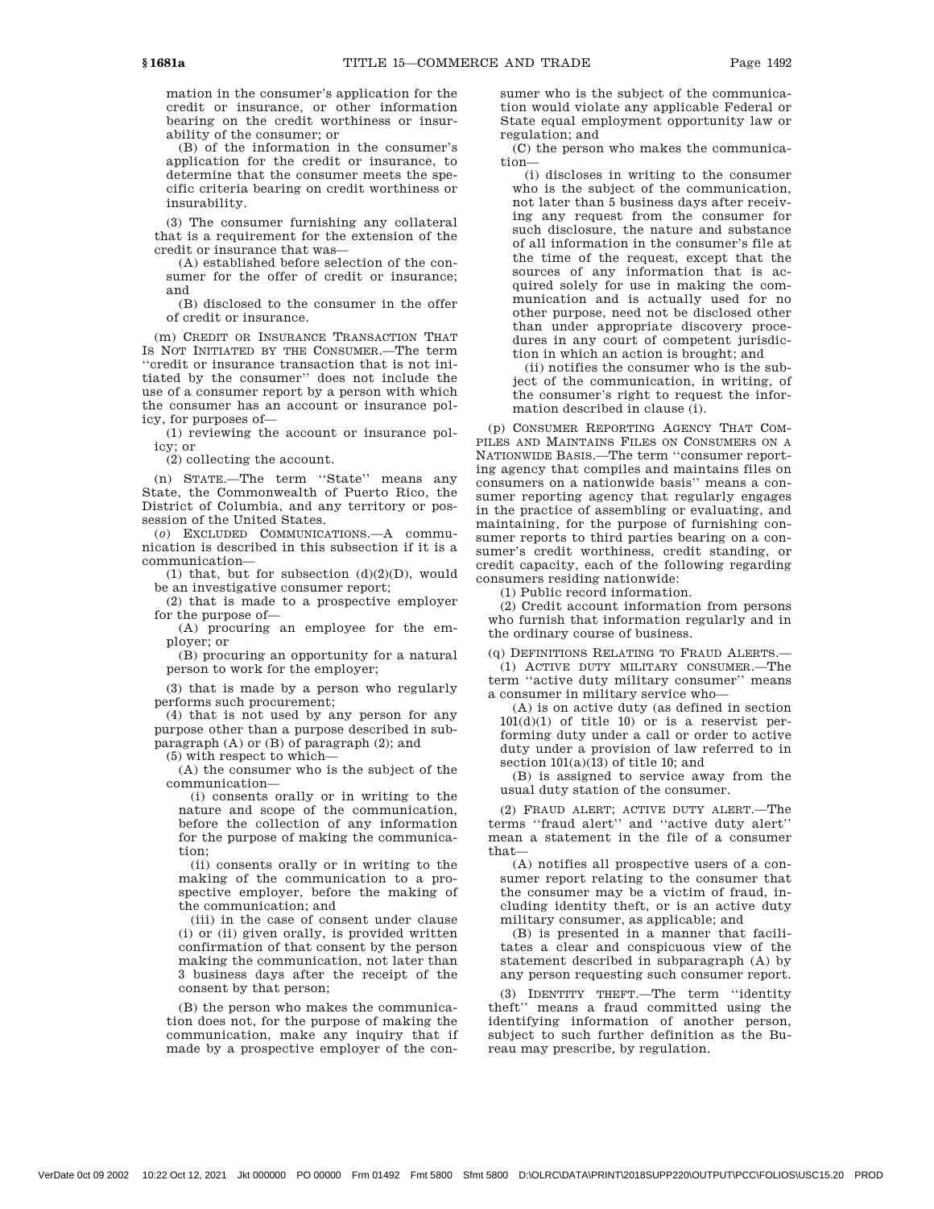mation in the consumer's application for the credit or insurance, or other information bearing on the credit worthiness or insurability of the consumer; or

(B) of the information in the consumer's application for the credit or insurance, to determine that the consumer meets the specific criteria bearing on credit worthiness or insurability.

(3) The consumer furnishing any collateral that is a requirement for the extension of the credit or insurance that was—

(A) established before selection of the consumer for the offer of credit or insurance; and

(B) disclosed to the consumer in the offer of credit or insurance.

(m) CREDIT OR INSURANCE TRANSACTION THAT IS NOT INITIATED BY THE CONSUMER.—The term ''credit or insurance transaction that is not initiated by the consumer'' does not include the use of a consumer report by a person with which the consumer has an account or insurance policy, for purposes of—

(1) reviewing the account or insurance policy; or

(2) collecting the account.

(n) STATE.—The term ''State'' means any State, the Commonwealth of Puerto Rico, the District of Columbia, and any territory or possession of the United States.

(*o*) EXCLUDED COMMUNICATIONS.—A communication is described in this subsection if it is a communication—

(1) that, but for subsection (d)(2)(D), would be an investigative consumer report;

(2) that is made to a prospective employer for the purpose of—

(A) procuring an employee for the employer; or

(B) procuring an opportunity for a natural person to work for the employer;

(3) that is made by a person who regularly performs such procurement;

(4) that is not used by any person for any purpose other than a purpose described in subparagraph (A) or (B) of paragraph (2); and

(5) with respect to which—

(A) the consumer who is the subject of the communication—

(i) consents orally or in writing to the nature and scope of the communication, before the collection of any information for the purpose of making the communication;

(ii) consents orally or in writing to the making of the communication to a prospective employer, before the making of the communication; and

(iii) in the case of consent under clause (i) or (ii) given orally, is provided written confirmation of that consent by the person making the communication, not later than 3 business days after the receipt of the consent by that person;

(B) the person who makes the communication does not, for the purpose of making the communication, make any inquiry that if made by a prospective employer of the consumer who is the subject of the communication would violate any applicable Federal or State equal employment opportunity law or regulation; and

(C) the person who makes the communication—

(i) discloses in writing to the consumer who is the subject of the communication, not later than 5 business days after receiving any request from the consumer for such disclosure, the nature and substance of all information in the consumer's file at the time of the request, except that the sources of any information that is acquired solely for use in making the communication and is actually used for no other purpose, need not be disclosed other than under appropriate discovery procedures in any court of competent jurisdiction in which an action is brought; and

(ii) notifies the consumer who is the subject of the communication, in writing, of the consumer's right to request the information described in clause (i).

(p) CONSUMER REPORTING AGENCY THAT COMPILES AND MAINTAINS FILES ON CONSUMERS ON A NATIONWIDE BASIS.—The term ''consumer reporting agency that compiles and maintains files on consumers on a nationwide basis'' means a consumer reporting agency that regularly engages in the practice of assembling or evaluating, and maintaining, for the purpose of furnishing consumer reports to third parties bearing on a consumer's credit worthiness, credit standing, or credit capacity, each of the following regarding consumers residing nationwide:

(1) Public record information.

(2) Credit account information from persons who furnish that information regularly and in the ordinary course of business.

(q) DEFINITIONS RELATING TO FRAUD ALERTS.—

(1) ACTIVE DUTY MILITARY CONSUMER.—The term ''active duty military consumer'' means a consumer in military service who—

(A) is on active duty (as defined in section 101(d)(1) of title 10) or is a reservist performing duty under a call or order to active duty under a provision of law referred to in section 101(a)(13) of title 10; and

(B) is assigned to service away from the usual duty station of the consumer.

(2) FRAUD ALERT; ACTIVE DUTY ALERT.—The terms ''fraud alert'' and ''active duty alert'' mean a statement in the file of a consumer that—

(A) notifies all prospective users of a consumer report relating to the consumer that the consumer may be a victim of fraud, including identity theft, or is an active duty military consumer, as applicable; and

(B) is presented in a manner that facilitates a clear and conspicuous view of the statement described in subparagraph (A) by any person requesting such consumer report.

(3) IDENTITY THEFT.—The term ''identity theft'' means a fraud committed using the identifying information of another person, subject to such further definition as the Bureau may prescribe, by regulation.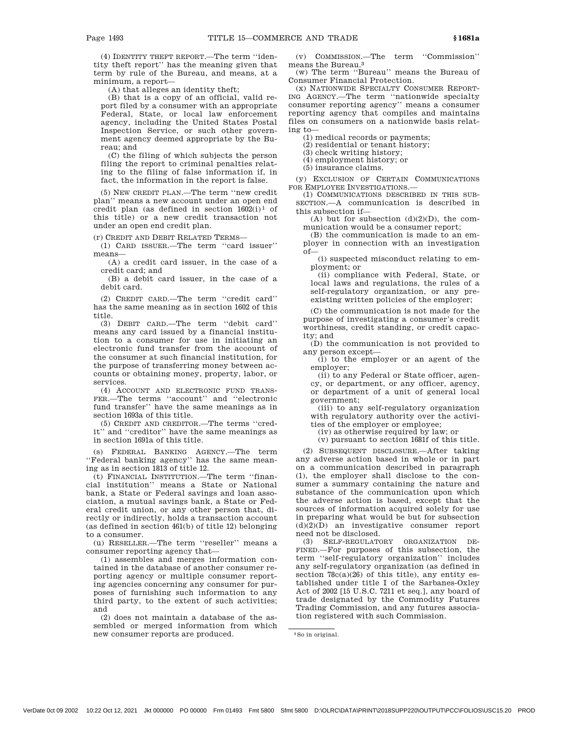(4) IDENTITY THEFT REPORT.—The term ''identity theft report'' has the meaning given that term by rule of the Bureau, and means, at a minimum, a report—

(A) that alleges an identity theft;

(B) that is a copy of an official, valid report filed by a consumer with an appropriate Federal, State, or local law enforcement agency, including the United States Postal Inspection Service, or such other government agency deemed appropriate by the Bureau; and

(C) the filing of which subjects the person filing the report to criminal penalties relating to the filing of false information if, in fact, the information in the report is false.

(5) NEW CREDIT PLAN.—The term ''new credit plan'' means a new account under an open end credit plan (as defined in section 1602(i)[1] of this title) or a new credit transaction not under an open end credit plan.

(r) CREDIT AND DEBIT RELATED TERMS—

(1) CARD ISSUER.—The term ''card issuer'' means—

(A) a credit card issuer, in the case of a credit card; and

(B) a debit card issuer, in the case of a debit card.

(2) CREDIT CARD.—The term ''credit card'' has the same meaning as in section 1602 of this title.

(3) DEBIT CARD.—The term ''debit card'' means any card issued by a financial institution to a consumer for use in initiating an electronic fund transfer from the account of the consumer at such financial institution, for the purpose of transferring money between accounts or obtaining money, property, labor, or services.

(4) ACCOUNT AND ELECTRONIC FUND TRANSFER.—The terms ''account'' and ''electronic fund transfer'' have the same meanings as in section 1693a of this title.

(5) CREDIT AND CREDITOR.—The terms ''credit'' and ''creditor'' have the same meanings as in section 1691a of this title.

(s) FEDERAL BANKING AGENCY.—The term ''Federal banking agency'' has the same meaning as in section 1813 of title 12.

(t) FINANCIAL INSTITUTION.—The term ''financial institution'' means a State or National bank, a State or Federal savings and loan association, a mutual savings bank, a State or Federal credit union, or any other person that, directly or indirectly, holds a transaction account (as defined in section 461(b) of title 12) belonging to a consumer.

(u) RESELLER.—The term ''reseller'' means a consumer reporting agency that—

(1) assembles and merges information contained in the database of another consumer reporting agency or multiple consumer reporting agencies concerning any consumer for purposes of furnishing such information to any third party, to the extent of such activities; and

(2) does not maintain a database of the assembled or merged information from which new consumer reports are produced.

(v) COMMISSION.—The term ''Commission'' means the Bureau.[3]

(w) The term ''Bureau'' means the Bureau of Consumer Financial Protection.

(x) NATIONWIDE SPECIALTY CONSUMER REPORTING AGENCY.—The term ''nationwide specialty consumer reporting agency'' means a consumer reporting agency that compiles and maintains files on consumers on a nationwide basis relating to—

(1) medical records or payments;

(2) residential or tenant history;

(3) check writing history;

(4) employment history; or

(5) insurance claims.

(y) EXCLUSION OF CERTAIN COMMUNICATIONS FOR EMPLOYEE INVESTIGATIONS.—

(1) COMMUNICATIONS DESCRIBED IN THIS SUBSECTION.—A communication is described in this subsection if—

(A) but for subsection (d)(2)(D), the communication would be a consumer report;

(B) the communication is made to an employer in connection with an investigation of—

(i) suspected misconduct relating to employment; or

(ii) compliance with Federal, State, or local laws and regulations, the rules of a self-regulatory organization, or any preexisting written policies of the employer;

(C) the communication is not made for the purpose of investigating a consumer's credit worthiness, credit standing, or credit capacity; and

(D) the communication is not provided to any person except—

(i) to the employer or an agent of the employer;

(ii) to any Federal or State officer, agency, or department, or any officer, agency, or department of a unit of general local government;

(iii) to any self-regulatory organization with regulatory authority over the activities of the employer or employee;

(iv) as otherwise required by law; or

(v) pursuant to section 1681f of this title.

(2) SUBSEQUENT DISCLOSURE.—After taking any adverse action based in whole or in part on a communication described in paragraph (1), the employer shall disclose to the consumer a summary containing the nature and substance of the communication upon which the adverse action is based, except that the sources of information acquired solely for use in preparing what would be but for subsection (d)(2)(D) an investigative consumer report need not be disclosed.

(3) SELF-REGULATORY ORGANIZATION DEFINED.—For purposes of this subsection, the term ''self-regulatory organization'' includes any self-regulatory organization (as defined in section 78c(a)(26) of this title), any entity established under title I of the Sarbanes-Oxley Act of 2002 [15 U.S.C. 7211 et seq.], any board of trade designated by the Commodity Futures Trading Commission, and any futures association registered with such Commission.

---

[3] So in original.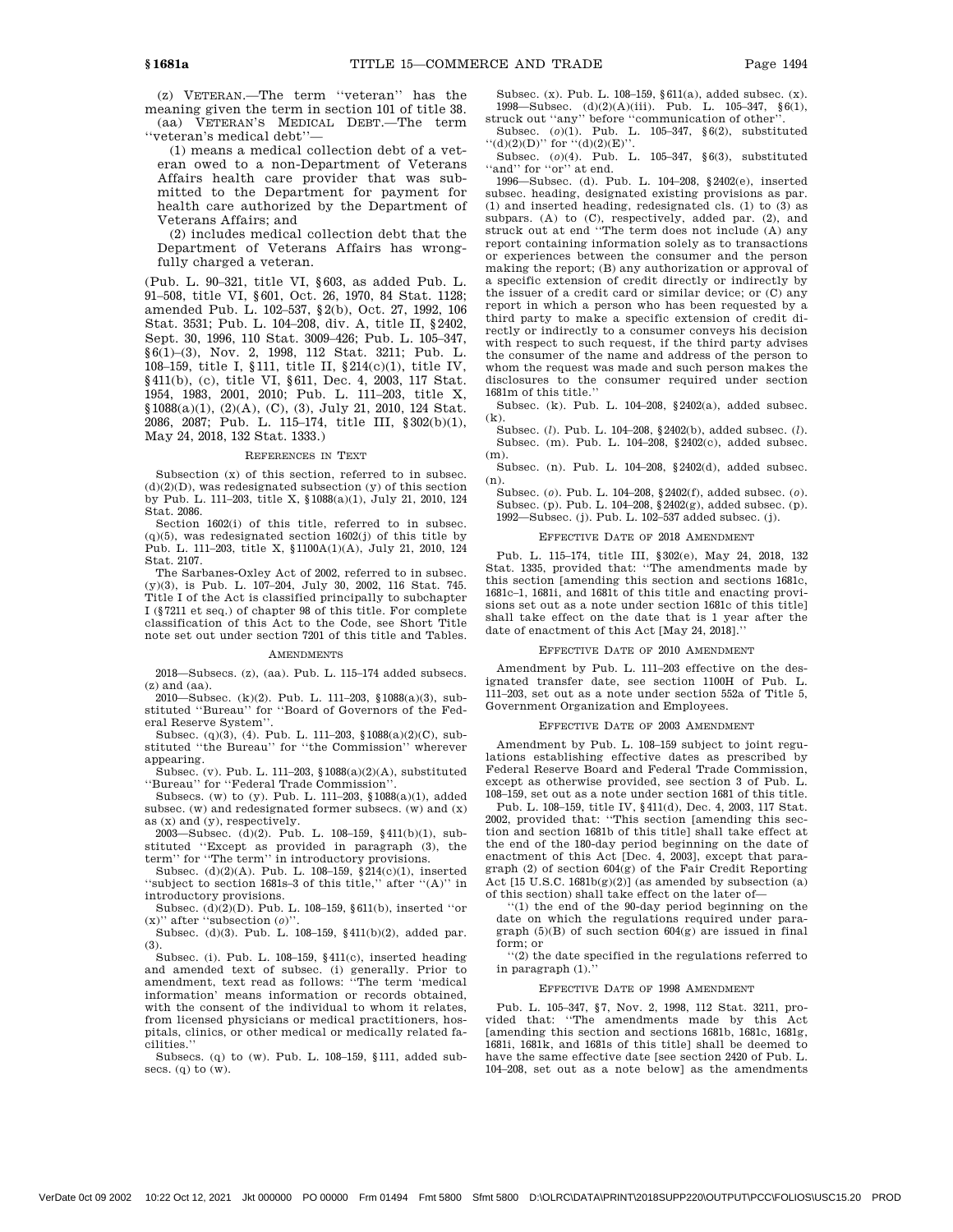(z) VETERAN.—The term "veteran" has the meaning given the term in section 101 of title 38.

(aa) VETERAN'S MEDICAL DEBT.—The term "veteran's medical debt"—

(1) means a medical collection debt of a veteran owed to a non-Department of Veterans Affairs health care provider that was submitted to the Department for payment for health care authorized by the Department of Veterans Affairs; and

(2) includes medical collection debt that the Department of Veterans Affairs has wrongfully charged a veteran.

(Pub. L. 90–321, title VI, §603, as added Pub. L. 91–508, title VI, §601, Oct. 26, 1970, 84 Stat. 1128; amended Pub. L. 102–537, §2(b), Oct. 27, 1992, 106 Stat. 3531; Pub. L. 104–208, div. A, title II, §2402, Sept. 30, 1996, 110 Stat. 3009–426; Pub. L. 105–347, §6(1)–(3), Nov. 2, 1998, 112 Stat. 3211; Pub. L. 108–159, title I, §111, title II, §214(c)(1), title IV, §411(b), (c), title VI, §611, Dec. 4, 2003, 117 Stat. 1954, 1983, 2001, 2010; Pub. L. 111–203, title X, §1088(a)(1), (2)(A), (C), (3), July 21, 2010, 124 Stat. 2086, 2087; Pub. L. 115–174, title III, §302(b)(1), May 24, 2018, 132 Stat. 1333.)

REFERENCES IN TEXT

Subsection (x) of this section, referred to in subsec. (d)(2)(D), was redesignated subsection (y) of this section by Pub. L. 111–203, title X, §1088(a)(1), July 21, 2010, 124 Stat. 2086.

Section 1602(i) of this title, referred to in subsec. (q)(5), was redesignated section 1602(j) of this title by Pub. L. 111–203, title X, §1100A(1)(A), July 21, 2010, 124 Stat. 2107.

The Sarbanes-Oxley Act of 2002, referred to in subsec. (y)(3), is Pub. L. 107–204, July 30, 2002, 116 Stat. 745. Title I of the Act is classified principally to subchapter I (§7211 et seq.) of chapter 98 of this title. For complete classification of this Act to the Code, see Short Title note set out under section 7201 of this title and Tables.

AMENDMENTS

2018—Subsecs. (z), (aa). Pub. L. 115–174 added subsecs. (z) and (aa).

2010—Subsec. (k)(2). Pub. L. 111–203, §1088(a)(3), substituted "Bureau" for "Board of Governors of the Federal Reserve System".

Subsec. (q)(3), (4). Pub. L. 111–203, §1088(a)(2)(C), substituted "the Bureau" for "the Commission" wherever appearing.

Subsec. (v). Pub. L. 111–203, §1088(a)(2)(A), substituted "Bureau" for "Federal Trade Commission".

Subsecs. (w) to (y). Pub. L. 111–203, §1088(a)(1), added subsec. (w) and redesignated former subsecs. (w) and (x) as (x) and (y), respectively.

2003—Subsec. (d)(2). Pub. L. 108–159, §411(b)(1), substituted "Except as provided in paragraph (3), the term" for "The term" in introductory provisions.

Subsec. (d)(2)(A). Pub. L. 108–159, §214(c)(1), inserted "subject to section 1681s–3 of this title," after "(A)" in introductory provisions.

Subsec. (d)(2)(D). Pub. L. 108–159, §611(b), inserted "or (x)" after "subsection (*o*)".

Subsec. (d)(3). Pub. L. 108–159, §411(b)(2), added par. (3).

Subsec. (i). Pub. L. 108–159, §411(c), inserted heading and amended text of subsec. (i) generally. Prior to amendment, text read as follows: "The term 'medical information' means information or records obtained, with the consent of the individual to whom it relates, from licensed physicians or medical practitioners, hospitals, clinics, or other medical or medically related facilities."

Subsecs. (q) to (w). Pub. L. 108–159, §111, added subsecs. (q) to (w).

Subsec. (x). Pub. L. 108–159, §611(a), added subsec. (x).

1998—Subsec. (d)(2)(A)(iii). Pub. L. 105–347, §6(1), struck out "any" before "communication of other".

Subsec. (*o*)(1). Pub. L. 105–347, §6(2), substituted "(d)(2)(D)" for "(d)(2)(E)".

Subsec. (*o*)(4). Pub. L. 105–347, §6(3), substituted "and" for "or" at end.

1996—Subsec. (d). Pub. L. 104–208, §2402(e), inserted subsec. heading, designated existing provisions as par. (1) and inserted heading, redesignated cls. (1) to (3) as subpars. (A) to (C), respectively, added par. (2), and struck out at end "The term does not include (A) any report containing information solely as to transactions or experiences between the consumer and the person making the report; (B) any authorization or approval of a specific extension of credit directly or indirectly by the issuer of a credit card or similar device; or (C) any report in which a person who has been requested by a third party to make a specific extension of credit directly or indirectly to a consumer conveys his decision with respect to such request, if the third party advises the consumer of the name and address of the person to whom the request was made and such person makes the disclosures to the consumer required under section 1681m of this title."

Subsec. (k). Pub. L. 104–208, §2402(a), added subsec. (k).

Subsec. (*l*). Pub. L. 104–208, §2402(b), added subsec. (*l*).

Subsec. (m). Pub. L. 104–208, §2402(c), added subsec. (m).

Subsec. (n). Pub. L. 104–208, §2402(d), added subsec. (n).

Subsec. (*o*). Pub. L. 104–208, §2402(f), added subsec. (*o*).

Subsec. (p). Pub. L. 104–208, §2402(g), added subsec. (p).

1992—Subsec. (j). Pub. L. 102–537 added subsec. (j).

EFFECTIVE DATE OF 2018 AMENDMENT

Pub. L. 115–174, title III, §302(e), May 24, 2018, 132 Stat. 1335, provided that: "The amendments made by this section [amending this section and sections 1681c, 1681c–1, 1681i, and 1681t of this title and enacting provisions set out as a note under section 1681c of this title] shall take effect on the date that is 1 year after the date of enactment of this Act [May 24, 2018]."

EFFECTIVE DATE OF 2010 AMENDMENT

Amendment by Pub. L. 111–203 effective on the designated transfer date, see section 1100H of Pub. L. 111–203, set out as a note under section 552a of Title 5, Government Organization and Employees.

EFFECTIVE DATE OF 2003 AMENDMENT

Amendment by Pub. L. 108–159 subject to joint regulations establishing effective dates as prescribed by Federal Reserve Board and Federal Trade Commission, except as otherwise provided, see section 3 of Pub. L. 108–159, set out as a note under section 1681 of this title.

Pub. L. 108–159, title IV, §411(d), Dec. 4, 2003, 117 Stat. 2002, provided that: "This section [amending this section and section 1681b of this title] shall take effect at the end of the 180-day period beginning on the date of enactment of this Act [Dec. 4, 2003], except that paragraph (2) of section 604(g) of the Fair Credit Reporting Act [15 U.S.C. 1681b(g)(2)] (as amended by subsection (a) of this section) shall take effect on the later of—

"(1) the end of the 90-day period beginning on the date on which the regulations required under paragraph (5)(B) of such section 604(g) are issued in final form; or

"(2) the date specified in the regulations referred to in paragraph (1)."

EFFECTIVE DATE OF 1998 AMENDMENT

Pub. L. 105–347, §7, Nov. 2, 1998, 112 Stat. 3211, provided that: "The amendments made by this Act [amending this section and sections 1681b, 1681c, 1681g, 1681i, 1681k, and 1681s of this title] shall be deemed to have the same effective date [see section 2420 of Pub. L. 104–208, set out as a note below] as the amendments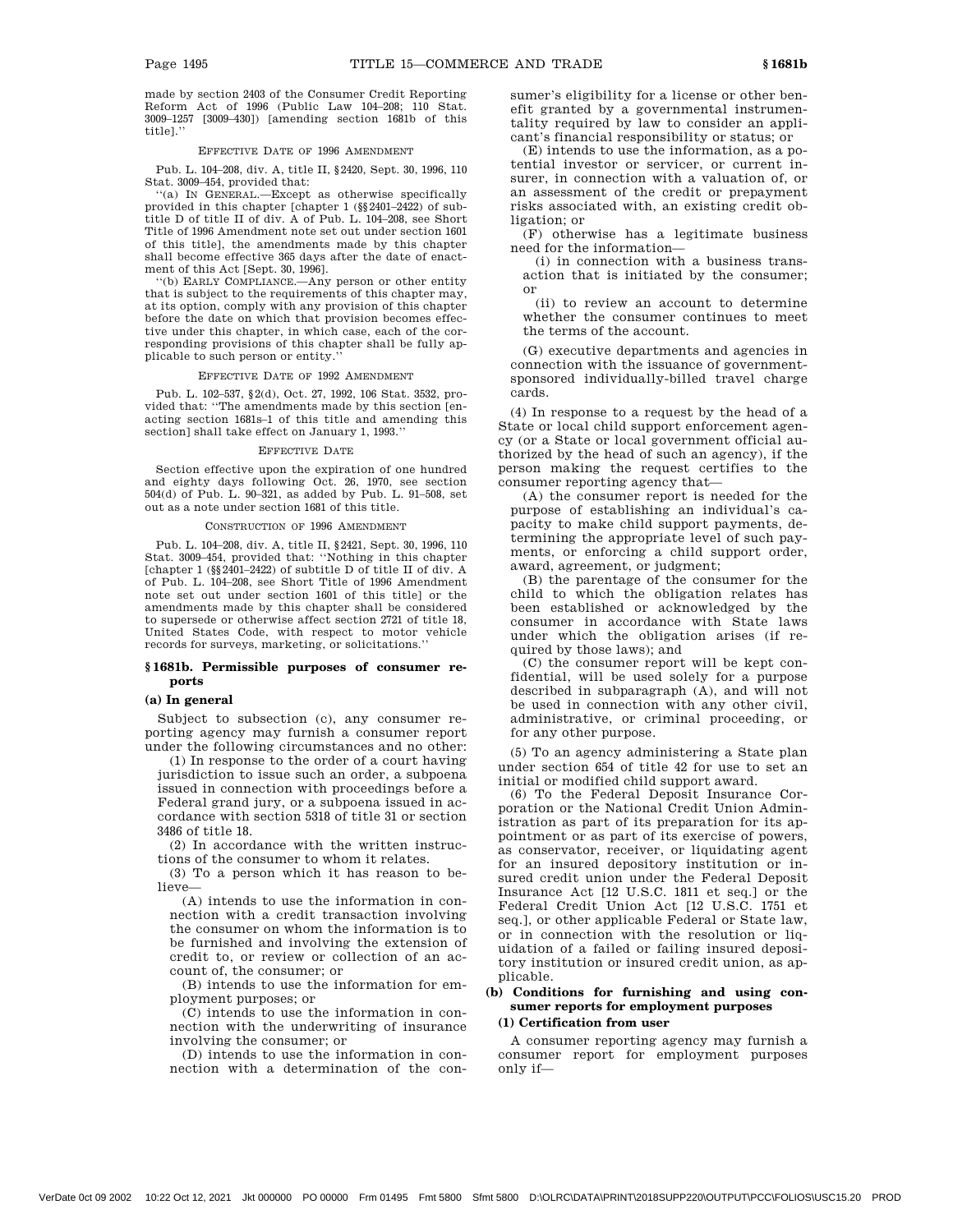made by section 2403 of the Consumer Credit Reporting Reform Act of 1996 (Public Law 104–208; 110 Stat. 3009–1257 [3009–430]) [amending section 1681b of this title].''

EFFECTIVE DATE OF 1996 AMENDMENT

Pub. L. 104–208, div. A, title II, §2420, Sept. 30, 1996, 110 Stat. 3009–454, provided that:

''(a) IN GENERAL.—Except as otherwise specifically provided in this chapter [chapter 1 (§§2401–2422) of subtitle D of title II of div. A of Pub. L. 104–208, see Short Title of 1996 Amendment note set out under section 1601 of this title], the amendments made by this chapter shall become effective 365 days after the date of enactment of this Act [Sept. 30, 1996].

''(b) EARLY COMPLIANCE.—Any person or other entity that is subject to the requirements of this chapter may, at its option, comply with any provision of this chapter before the date on which that provision becomes effective under this chapter, in which case, each of the corresponding provisions of this chapter shall be fully applicable to such person or entity.''

EFFECTIVE DATE OF 1992 AMENDMENT

Pub. L. 102–537, §2(d), Oct. 27, 1992, 106 Stat. 3532, provided that: ''The amendments made by this section [enacting section 1681s–1 of this title and amending this section] shall take effect on January 1, 1993.''

EFFECTIVE DATE

Section effective upon the expiration of one hundred and eighty days following Oct. 26, 1970, see section 504(d) of Pub. L. 90–321, as added by Pub. L. 91–508, set out as a note under section 1681 of this title.

CONSTRUCTION OF 1996 AMENDMENT

Pub. L. 104–208, div. A, title II, §2421, Sept. 30, 1996, 110 Stat. 3009–454, provided that: ''Nothing in this chapter [chapter 1 (§§2401–2422) of subtitle D of title II of div. A of Pub. L. 104–208, see Short Title of 1996 Amendment note set out under section 1601 of this title] or the amendments made by this chapter shall be considered to supersede or otherwise affect section 2721 of title 18, United States Code, with respect to motor vehicle records for surveys, marketing, or solicitations.''

## §1681b. Permissible purposes of consumer reports

### (a) In general

Subject to subsection (c), any consumer reporting agency may furnish a consumer report under the following circumstances and no other:

(1) In response to the order of a court having jurisdiction to issue such an order, a subpoena issued in connection with proceedings before a Federal grand jury, or a subpoena issued in accordance with section 5318 of title 31 or section 3486 of title 18.

(2) In accordance with the written instructions of the consumer to whom it relates.

(3) To a person which it has reason to believe—

(A) intends to use the information in connection with a credit transaction involving the consumer on whom the information is to be furnished and involving the extension of credit to, or review or collection of an account of, the consumer; or

(B) intends to use the information for employment purposes; or

(C) intends to use the information in connection with the underwriting of insurance involving the consumer; or

(D) intends to use the information in connection with a determination of the consumer's eligibility for a license or other benefit granted by a governmental instrumentality required by law to consider an applicant's financial responsibility or status; or

(E) intends to use the information, as a potential investor or servicer, or current insurer, in connection with a valuation of, or an assessment of the credit or prepayment risks associated with, an existing credit obligation; or

(F) otherwise has a legitimate business need for the information—

(i) in connection with a business transaction that is initiated by the consumer; or

(ii) to review an account to determine whether the consumer continues to meet the terms of the account.

(G) executive departments and agencies in connection with the issuance of government-sponsored individually-billed travel charge cards.

(4) In response to a request by the head of a State or local child support enforcement agency (or a State or local government official authorized by the head of such an agency), if the person making the request certifies to the consumer reporting agency that—

(A) the consumer report is needed for the purpose of establishing an individual's capacity to make child support payments, determining the appropriate level of such payments, or enforcing a child support order, award, agreement, or judgment;

(B) the parentage of the consumer for the child to which the obligation relates has been established or acknowledged by the consumer in accordance with State laws under which the obligation arises (if required by those laws); and

(C) the consumer report will be kept confidential, will be used solely for a purpose described in subparagraph (A), and will not be used in connection with any other civil, administrative, or criminal proceeding, or for any other purpose.

(5) To an agency administering a State plan under section 654 of title 42 for use to set an initial or modified child support award.

(6) To the Federal Deposit Insurance Corporation or the National Credit Union Administration as part of its preparation for its appointment or as part of its exercise of powers, as conservator, receiver, or liquidating agent for an insured depository institution or insured credit union under the Federal Deposit Insurance Act [12 U.S.C. 1811 et seq.] or the Federal Credit Union Act [12 U.S.C. 1751 et seq.], or other applicable Federal or State law, or in connection with the resolution or liquidation of a failed or failing insured depository institution or insured credit union, as applicable.

### (b) Conditions for furnishing and using consumer reports for employment purposes

#### (1) Certification from user

A consumer reporting agency may furnish a consumer report for employment purposes only if—